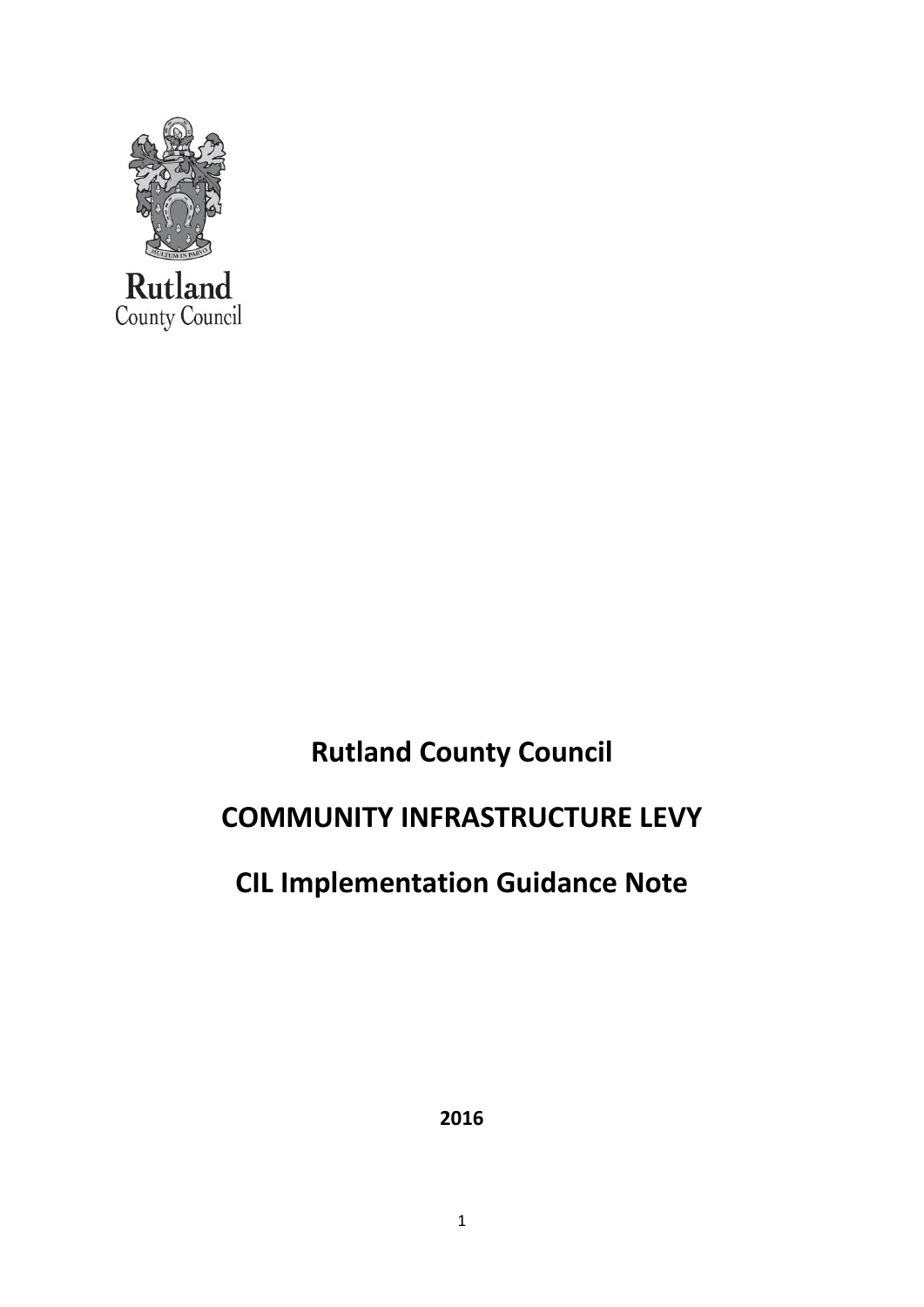Rutland
County Council

# Rutland County Council

# COMMUNITY INFRASTRUCTURE LEVY

# CIL Implementation Guidance Note

**2016**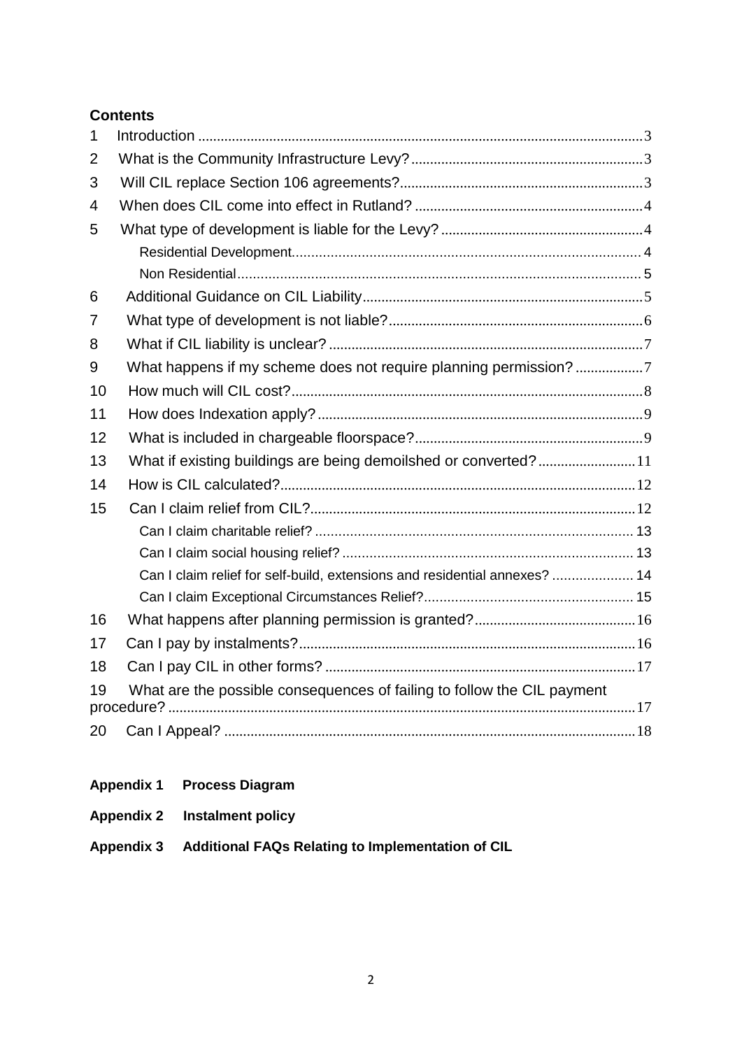**Contents**

1 Introduction ..... 3

2 What is the Community Infrastructure Levy? ..... 3

3 Will CIL replace Section 106 agreements? ..... 3

4 When does CIL come into effect in Rutland? ..... 4

5 What type of development is liable for the Levy? ..... 4

- Residential Development ..... 4
- Non Residential ..... 5

6 Additional Guidance on CIL Liability ..... 5

7 What type of development is not liable? ..... 6

8 What if CIL liability is unclear? ..... 7

9 What happens if my scheme does not require planning permission? ..... 7

10 How much will CIL cost? ..... 8

11 How does Indexation apply? ..... 9

12 What is included in chargeable floorspace? ..... 9

13 What if existing buildings are being demoilshed or converted? ..... 11

14 How is CIL calculated? ..... 12

15 Can I claim relief from CIL? ..... 12

- Can I claim charitable relief? ..... 13
- Can I claim social housing relief? ..... 13
- Can I claim relief for self-build, extensions and residential annexes? ..... 14
- Can I claim Exceptional Circumstances Relief? ..... 15

16 What happens after planning permission is granted? ..... 16

17 Can I pay by instalments? ..... 16

18 Can I pay CIL in other forms? ..... 17

19 What are the possible consequences of failing to follow the CIL payment procedure? ..... 17

20 Can I Appeal? ..... 18

**Appendix 1 Process Diagram**

**Appendix 2 Instalment policy**

**Appendix 3 Additional FAQs Relating to Implementation of CIL**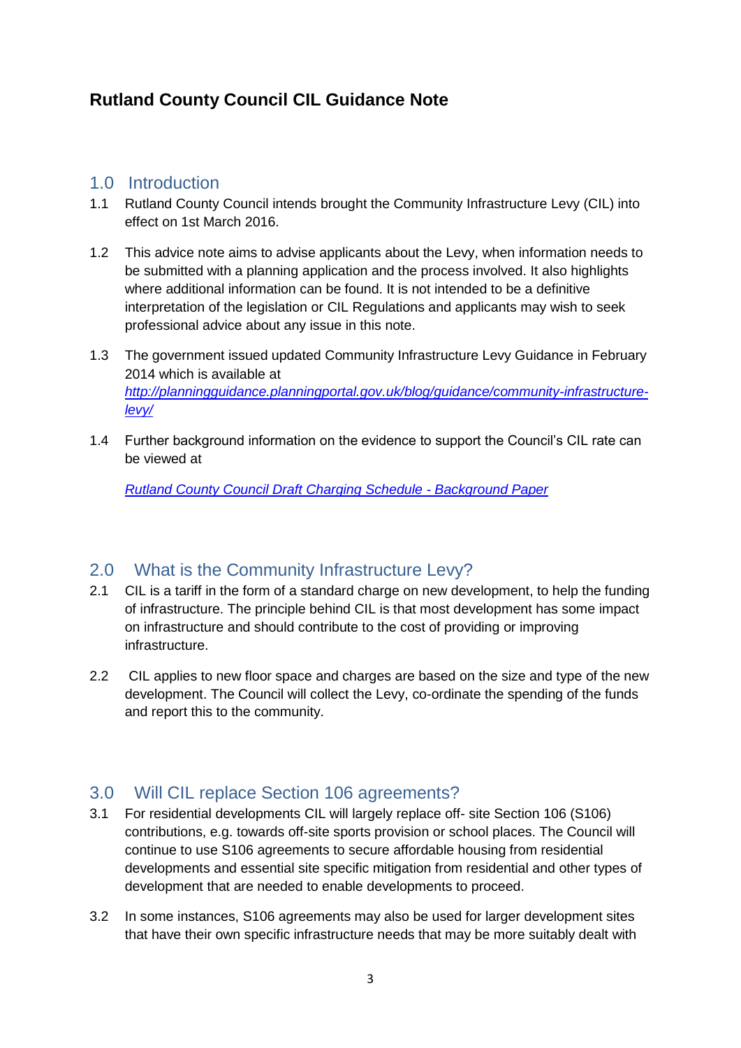# Rutland County Council CIL Guidance Note

## 1.0 Introduction

1.1 Rutland County Council intends brought the Community Infrastructure Levy (CIL) into effect on 1st March 2016.

1.2 This advice note aims to advise applicants about the Levy, when information needs to be submitted with a planning application and the process involved. It also highlights where additional information can be found. It is not intended to be a definitive interpretation of the legislation or CIL Regulations and applicants may wish to seek professional advice about any issue in this note.

1.3 The government issued updated Community Infrastructure Levy Guidance in February 2014 which is available at *http://planningguidance.planningportal.gov.uk/blog/guidance/community-infrastructure-levy/*

1.4 Further background information on the evidence to support the Council's CIL rate can be viewed at

*Rutland County Council Draft Charging Schedule - Background Paper*

## 2.0 What is the Community Infrastructure Levy?

2.1 CIL is a tariff in the form of a standard charge on new development, to help the funding of infrastructure. The principle behind CIL is that most development has some impact on infrastructure and should contribute to the cost of providing or improving infrastructure.

2.2 CIL applies to new floor space and charges are based on the size and type of the new development. The Council will collect the Levy, co-ordinate the spending of the funds and report this to the community.

## 3.0 Will CIL replace Section 106 agreements?

3.1 For residential developments CIL will largely replace off- site Section 106 (S106) contributions, e.g. towards off-site sports provision or school places. The Council will continue to use S106 agreements to secure affordable housing from residential developments and essential site specific mitigation from residential and other types of development that are needed to enable developments to proceed.

3.2 In some instances, S106 agreements may also be used for larger development sites that have their own specific infrastructure needs that may be more suitably dealt with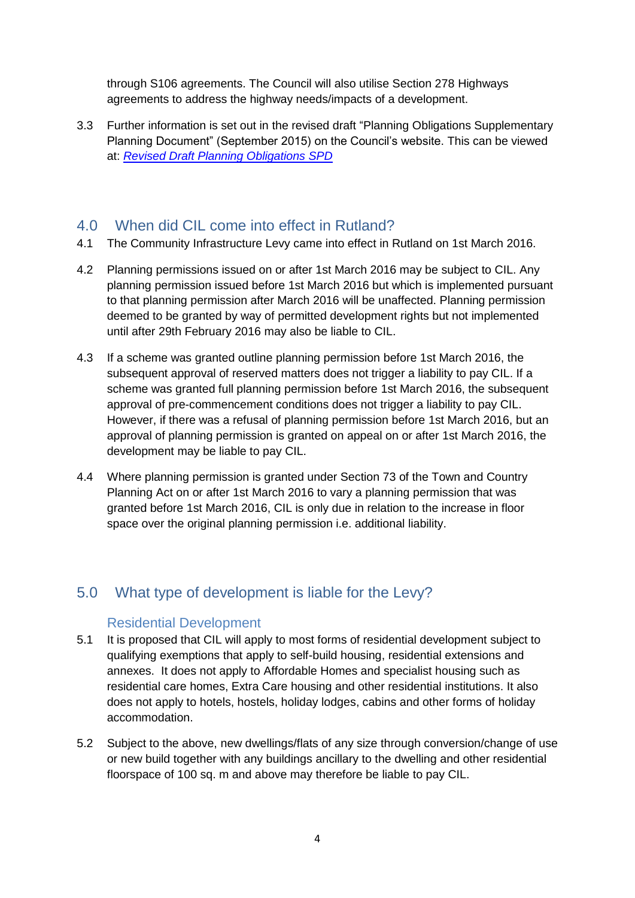through S106 agreements. The Council will also utilise Section 278 Highways agreements to address the highway needs/impacts of a development.

3.3 Further information is set out in the revised draft "Planning Obligations Supplementary Planning Document" (September 2015) on the Council's website. This can be viewed at: *[Revised Draft Planning Obligations SPD]()*

## 4.0 When did CIL come into effect in Rutland?

4.1 The Community Infrastructure Levy came into effect in Rutland on 1st March 2016.

4.2 Planning permissions issued on or after 1st March 2016 may be subject to CIL. Any planning permission issued before 1st March 2016 but which is implemented pursuant to that planning permission after March 2016 will be unaffected. Planning permission deemed to be granted by way of permitted development rights but not implemented until after 29th February 2016 may also be liable to CIL.

4.3 If a scheme was granted outline planning permission before 1st March 2016, the subsequent approval of reserved matters does not trigger a liability to pay CIL. If a scheme was granted full planning permission before 1st March 2016, the subsequent approval of pre-commencement conditions does not trigger a liability to pay CIL. However, if there was a refusal of planning permission before 1st March 2016, but an approval of planning permission is granted on appeal on or after 1st March 2016, the development may be liable to pay CIL.

4.4 Where planning permission is granted under Section 73 of the Town and Country Planning Act on or after 1st March 2016 to vary a planning permission that was granted before 1st March 2016, CIL is only due in relation to the increase in floor space over the original planning permission i.e. additional liability.

## 5.0 What type of development is liable for the Levy?

### Residential Development

5.1 It is proposed that CIL will apply to most forms of residential development subject to qualifying exemptions that apply to self-build housing, residential extensions and annexes. It does not apply to Affordable Homes and specialist housing such as residential care homes, Extra Care housing and other residential institutions. It also does not apply to hotels, hostels, holiday lodges, cabins and other forms of holiday accommodation.

5.2 Subject to the above, new dwellings/flats of any size through conversion/change of use or new build together with any buildings ancillary to the dwelling and other residential floorspace of 100 sq. m and above may therefore be liable to pay CIL.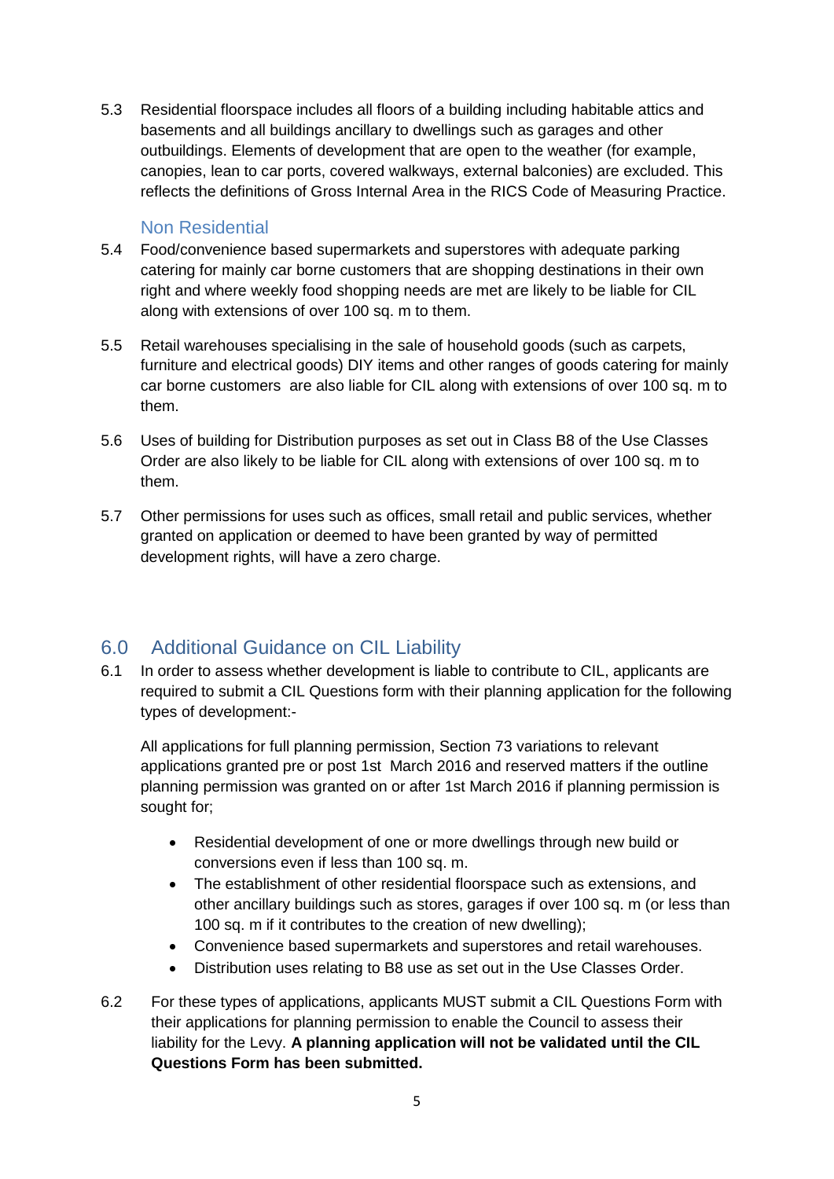5.3 Residential floorspace includes all floors of a building including habitable attics and basements and all buildings ancillary to dwellings such as garages and other outbuildings. Elements of development that are open to the weather (for example, canopies, lean to car ports, covered walkways, external balconies) are excluded. This reflects the definitions of Gross Internal Area in the RICS Code of Measuring Practice.

### Non Residential

5.4 Food/convenience based supermarkets and superstores with adequate parking catering for mainly car borne customers that are shopping destinations in their own right and where weekly food shopping needs are met are likely to be liable for CIL along with extensions of over 100 sq. m to them.

5.5 Retail warehouses specialising in the sale of household goods (such as carpets, furniture and electrical goods) DIY items and other ranges of goods catering for mainly car borne customers are also liable for CIL along with extensions of over 100 sq. m to them.

5.6 Uses of building for Distribution purposes as set out in Class B8 of the Use Classes Order are also likely to be liable for CIL along with extensions of over 100 sq. m to them.

5.7 Other permissions for uses such as offices, small retail and public services, whether granted on application or deemed to have been granted by way of permitted development rights, will have a zero charge.

## 6.0 Additional Guidance on CIL Liability

6.1 In order to assess whether development is liable to contribute to CIL, applicants are required to submit a CIL Questions form with their planning application for the following types of development:-

All applications for full planning permission, Section 73 variations to relevant applications granted pre or post 1st March 2016 and reserved matters if the outline planning permission was granted on or after 1st March 2016 if planning permission is sought for;

- Residential development of one or more dwellings through new build or conversions even if less than 100 sq. m.
- The establishment of other residential floorspace such as extensions, and other ancillary buildings such as stores, garages if over 100 sq. m (or less than 100 sq. m if it contributes to the creation of new dwelling);
- Convenience based supermarkets and superstores and retail warehouses.
- Distribution uses relating to B8 use as set out in the Use Classes Order.

6.2 For these types of applications, applicants MUST submit a CIL Questions Form with their applications for planning permission to enable the Council to assess their liability for the Levy. **A planning application will not be validated until the CIL Questions Form has been submitted.**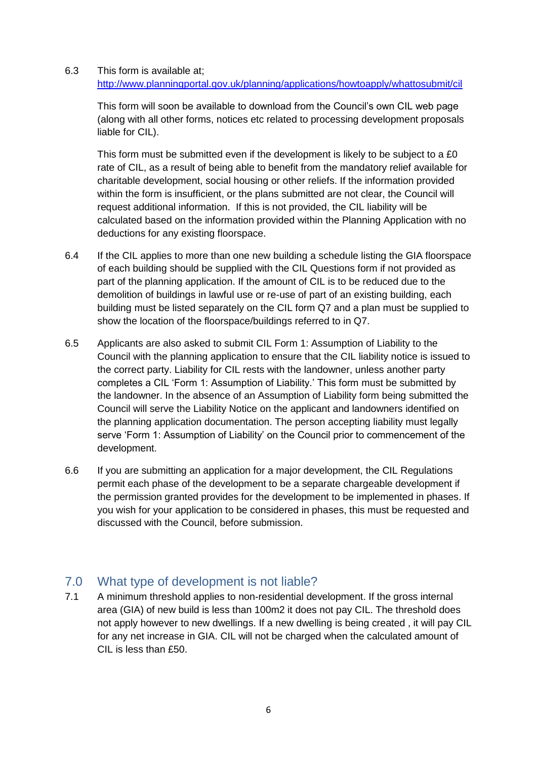6.3 This form is available at;
http://www.planningportal.gov.uk/planning/applications/howtoapply/whattosubmit/cil

This form will soon be available to download from the Council's own CIL web page (along with all other forms, notices etc related to processing development proposals liable for CIL).

This form must be submitted even if the development is likely to be subject to a £0 rate of CIL, as a result of being able to benefit from the mandatory relief available for charitable development, social housing or other reliefs. If the information provided within the form is insufficient, or the plans submitted are not clear, the Council will request additional information. If this is not provided, the CIL liability will be calculated based on the information provided within the Planning Application with no deductions for any existing floorspace.

6.4 If the CIL applies to more than one new building a schedule listing the GIA floorspace of each building should be supplied with the CIL Questions form if not provided as part of the planning application. If the amount of CIL is to be reduced due to the demolition of buildings in lawful use or re-use of part of an existing building, each building must be listed separately on the CIL form Q7 and a plan must be supplied to show the location of the floorspace/buildings referred to in Q7.

6.5 Applicants are also asked to submit CIL Form 1: Assumption of Liability to the Council with the planning application to ensure that the CIL liability notice is issued to the correct party. Liability for CIL rests with the landowner, unless another party completes a CIL 'Form 1: Assumption of Liability.' This form must be submitted by the landowner. In the absence of an Assumption of Liability form being submitted the Council will serve the Liability Notice on the applicant and landowners identified on the planning application documentation. The person accepting liability must legally serve 'Form 1: Assumption of Liability' on the Council prior to commencement of the development.

6.6 If you are submitting an application for a major development, the CIL Regulations permit each phase of the development to be a separate chargeable development if the permission granted provides for the development to be implemented in phases. If you wish for your application to be considered in phases, this must be requested and discussed with the Council, before submission.

## 7.0 What type of development is not liable?

7.1 A minimum threshold applies to non-residential development. If the gross internal area (GIA) of new build is less than 100m2 it does not pay CIL. The threshold does not apply however to new dwellings. If a new dwelling is being created , it will pay CIL for any net increase in GIA. CIL will not be charged when the calculated amount of CIL is less than £50.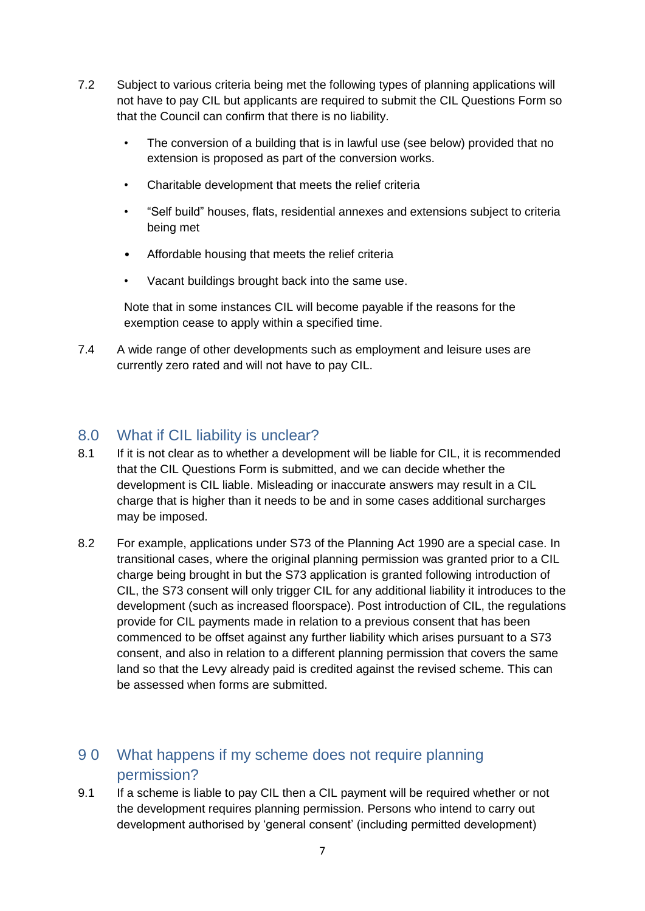7.2 Subject to various criteria being met the following types of planning applications will not have to pay CIL but applicants are required to submit the CIL Questions Form so that the Council can confirm that there is no liability.

- The conversion of a building that is in lawful use (see below) provided that no extension is proposed as part of the conversion works.
- Charitable development that meets the relief criteria
- "Self build" houses, flats, residential annexes and extensions subject to criteria being met
- Affordable housing that meets the relief criteria
- Vacant buildings brought back into the same use.

Note that in some instances CIL will become payable if the reasons for the exemption cease to apply within a specified time.

7.4 A wide range of other developments such as employment and leisure uses are currently zero rated and will not have to pay CIL.

## 8.0 What if CIL liability is unclear?

8.1 If it is not clear as to whether a development will be liable for CIL, it is recommended that the CIL Questions Form is submitted, and we can decide whether the development is CIL liable. Misleading or inaccurate answers may result in a CIL charge that is higher than it needs to be and in some cases additional surcharges may be imposed.

8.2 For example, applications under S73 of the Planning Act 1990 are a special case. In transitional cases, where the original planning permission was granted prior to a CIL charge being brought in but the S73 application is granted following introduction of CIL, the S73 consent will only trigger CIL for any additional liability it introduces to the development (such as increased floorspace). Post introduction of CIL, the regulations provide for CIL payments made in relation to a previous consent that has been commenced to be offset against any further liability which arises pursuant to a S73 consent, and also in relation to a different planning permission that covers the same land so that the Levy already paid is credited against the revised scheme. This can be assessed when forms are submitted.

## 9 0 What happens if my scheme does not require planning permission?

9.1 If a scheme is liable to pay CIL then a CIL payment will be required whether or not the development requires planning permission. Persons who intend to carry out development authorised by 'general consent' (including permitted development)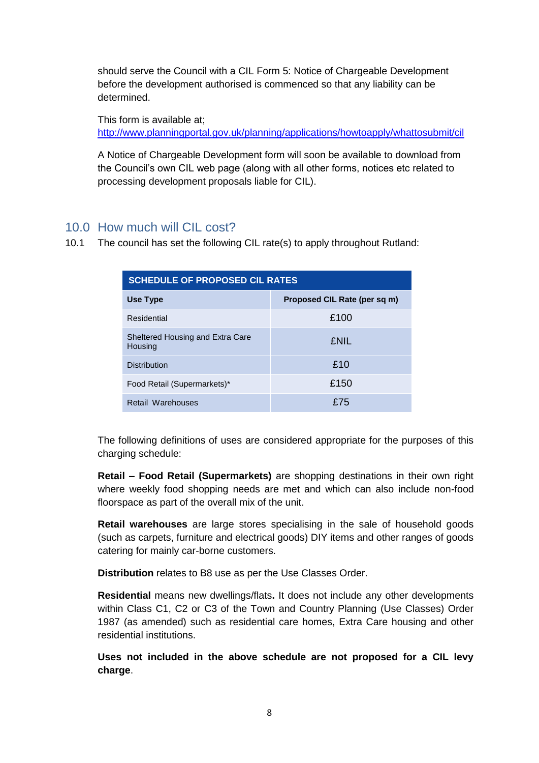should serve the Council with a CIL Form 5: Notice of Chargeable Development before the development authorised is commenced so that any liability can be determined.

This form is available at;
http://www.planningportal.gov.uk/planning/applications/howtoapply/whattosubmit/cil

A Notice of Chargeable Development form will soon be available to download from the Council's own CIL web page (along with all other forms, notices etc related to processing development proposals liable for CIL).

## 10.0 How much will CIL cost?

10.1 The council has set the following CIL rate(s) to apply throughout Rutland:

| SCHEDULE OF PROPOSED CIL RATES | |
|---|---|
| **Use Type** | **Proposed CIL Rate (per sq m)** |
| Residential | £100 |
| Sheltered Housing and Extra Care Housing | £NIL |
| Distribution | £10 |
| Food Retail (Supermarkets)* | £150 |
| Retail Warehouses | £75 |

The following definitions of uses are considered appropriate for the purposes of this charging schedule:

**Retail – Food Retail (Supermarkets)** are shopping destinations in their own right where weekly food shopping needs are met and which can also include non-food floorspace as part of the overall mix of the unit.

**Retail warehouses** are large stores specialising in the sale of household goods (such as carpets, furniture and electrical goods) DIY items and other ranges of goods catering for mainly car-borne customers.

**Distribution** relates to B8 use as per the Use Classes Order.

**Residential** means new dwellings/flats**.** It does not include any other developments within Class C1, C2 or C3 of the Town and Country Planning (Use Classes) Order 1987 (as amended) such as residential care homes, Extra Care housing and other residential institutions.

**Uses not included in the above schedule are not proposed for a CIL levy charge**.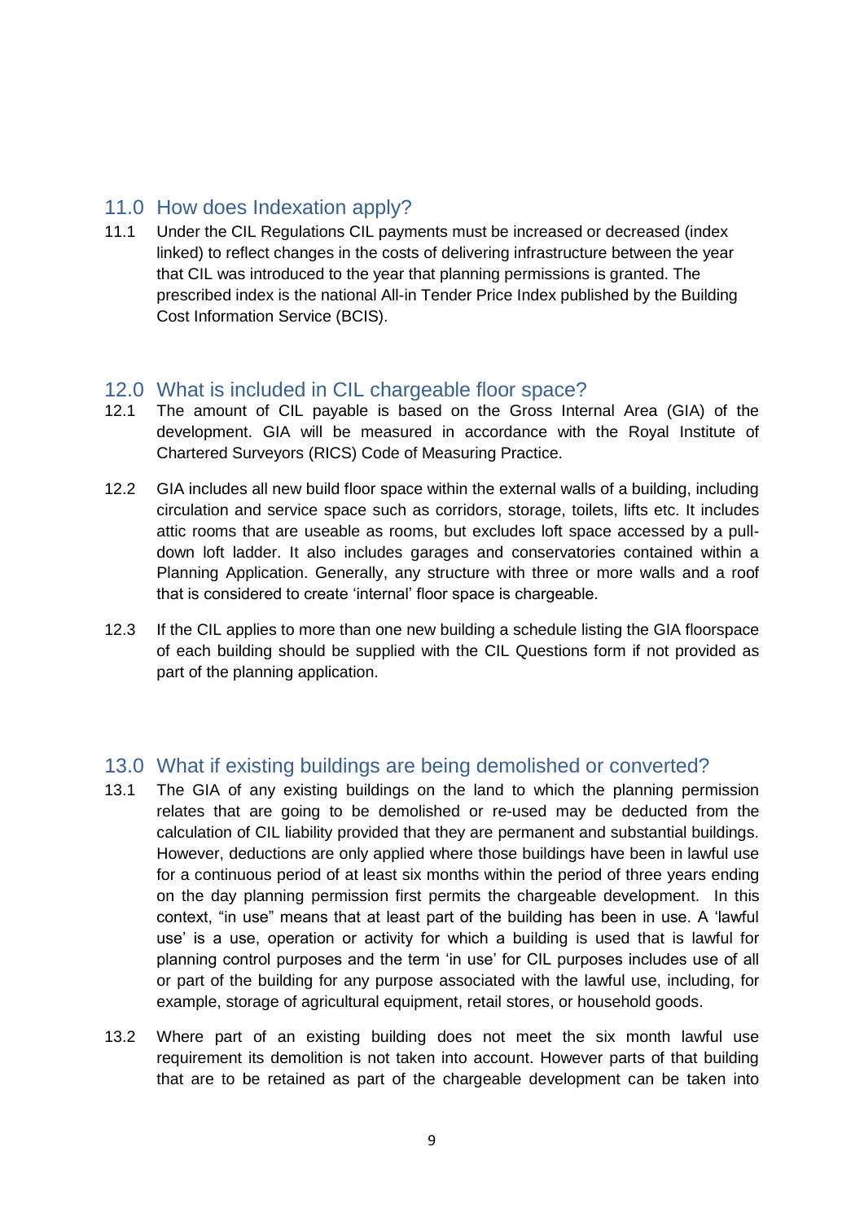## 11.0 How does Indexation apply?

11.1 Under the CIL Regulations CIL payments must be increased or decreased (index linked) to reflect changes in the costs of delivering infrastructure between the year that CIL was introduced to the year that planning permissions is granted. The prescribed index is the national All-in Tender Price Index published by the Building Cost Information Service (BCIS).

## 12.0 What is included in CIL chargeable floor space?

12.1 The amount of CIL payable is based on the Gross Internal Area (GIA) of the development. GIA will be measured in accordance with the Royal Institute of Chartered Surveyors (RICS) Code of Measuring Practice.

12.2 GIA includes all new build floor space within the external walls of a building, including circulation and service space such as corridors, storage, toilets, lifts etc. It includes attic rooms that are useable as rooms, but excludes loft space accessed by a pull-down loft ladder. It also includes garages and conservatories contained within a Planning Application. Generally, any structure with three or more walls and a roof that is considered to create 'internal' floor space is chargeable.

12.3 If the CIL applies to more than one new building a schedule listing the GIA floorspace of each building should be supplied with the CIL Questions form if not provided as part of the planning application.

## 13.0 What if existing buildings are being demolished or converted?

13.1 The GIA of any existing buildings on the land to which the planning permission relates that are going to be demolished or re-used may be deducted from the calculation of CIL liability provided that they are permanent and substantial buildings. However, deductions are only applied where those buildings have been in lawful use for a continuous period of at least six months within the period of three years ending on the day planning permission first permits the chargeable development. In this context, "in use" means that at least part of the building has been in use. A 'lawful use' is a use, operation or activity for which a building is used that is lawful for planning control purposes and the term 'in use' for CIL purposes includes use of all or part of the building for any purpose associated with the lawful use, including, for example, storage of agricultural equipment, retail stores, or household goods.

13.2 Where part of an existing building does not meet the six month lawful use requirement its demolition is not taken into account. However parts of that building that are to be retained as part of the chargeable development can be taken into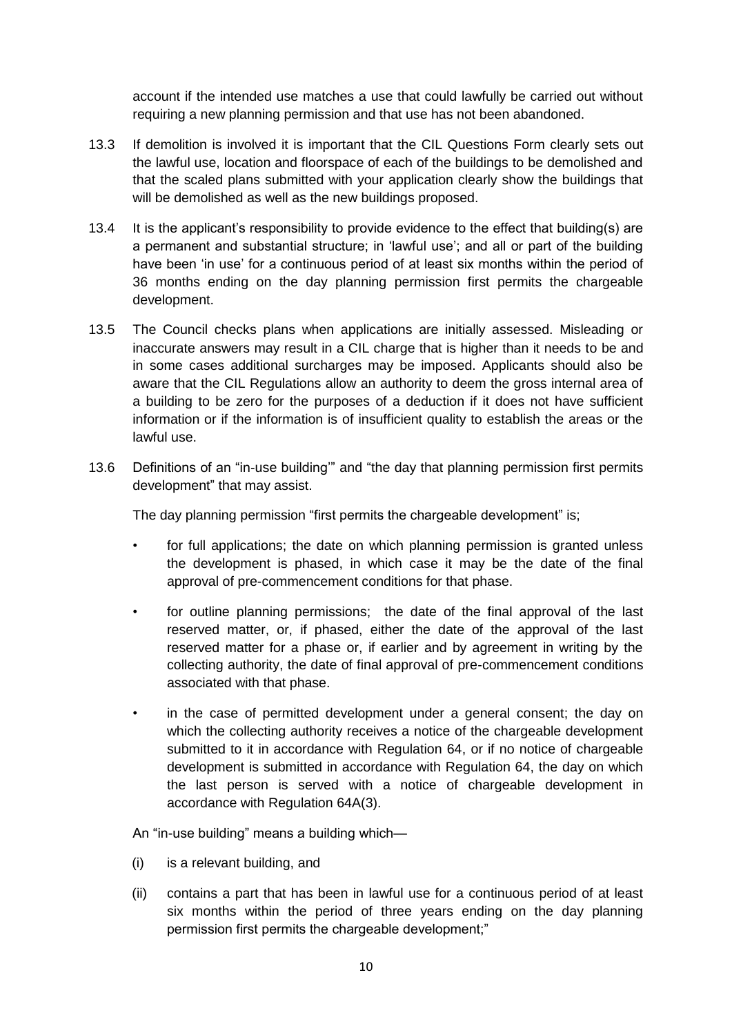account if the intended use matches a use that could lawfully be carried out without requiring a new planning permission and that use has not been abandoned.

13.3 If demolition is involved it is important that the CIL Questions Form clearly sets out the lawful use, location and floorspace of each of the buildings to be demolished and that the scaled plans submitted with your application clearly show the buildings that will be demolished as well as the new buildings proposed.

13.4 It is the applicant's responsibility to provide evidence to the effect that building(s) are a permanent and substantial structure; in 'lawful use'; and all or part of the building have been 'in use' for a continuous period of at least six months within the period of 36 months ending on the day planning permission first permits the chargeable development.

13.5 The Council checks plans when applications are initially assessed. Misleading or inaccurate answers may result in a CIL charge that is higher than it needs to be and in some cases additional surcharges may be imposed. Applicants should also be aware that the CIL Regulations allow an authority to deem the gross internal area of a building to be zero for the purposes of a deduction if it does not have sufficient information or if the information is of insufficient quality to establish the areas or the lawful use.

13.6 Definitions of an "in-use building'" and "the day that planning permission first permits development" that may assist.

The day planning permission "first permits the chargeable development" is;

- for full applications; the date on which planning permission is granted unless the development is phased, in which case it may be the date of the final approval of pre-commencement conditions for that phase.
- for outline planning permissions; the date of the final approval of the last reserved matter, or, if phased, either the date of the approval of the last reserved matter for a phase or, if earlier and by agreement in writing by the collecting authority, the date of final approval of pre-commencement conditions associated with that phase.
- in the case of permitted development under a general consent; the day on which the collecting authority receives a notice of the chargeable development submitted to it in accordance with Regulation 64, or if no notice of chargeable development is submitted in accordance with Regulation 64, the day on which the last person is served with a notice of chargeable development in accordance with Regulation 64A(3).

An "in-use building" means a building which—

(i) is a relevant building, and

(ii) contains a part that has been in lawful use for a continuous period of at least six months within the period of three years ending on the day planning permission first permits the chargeable development;"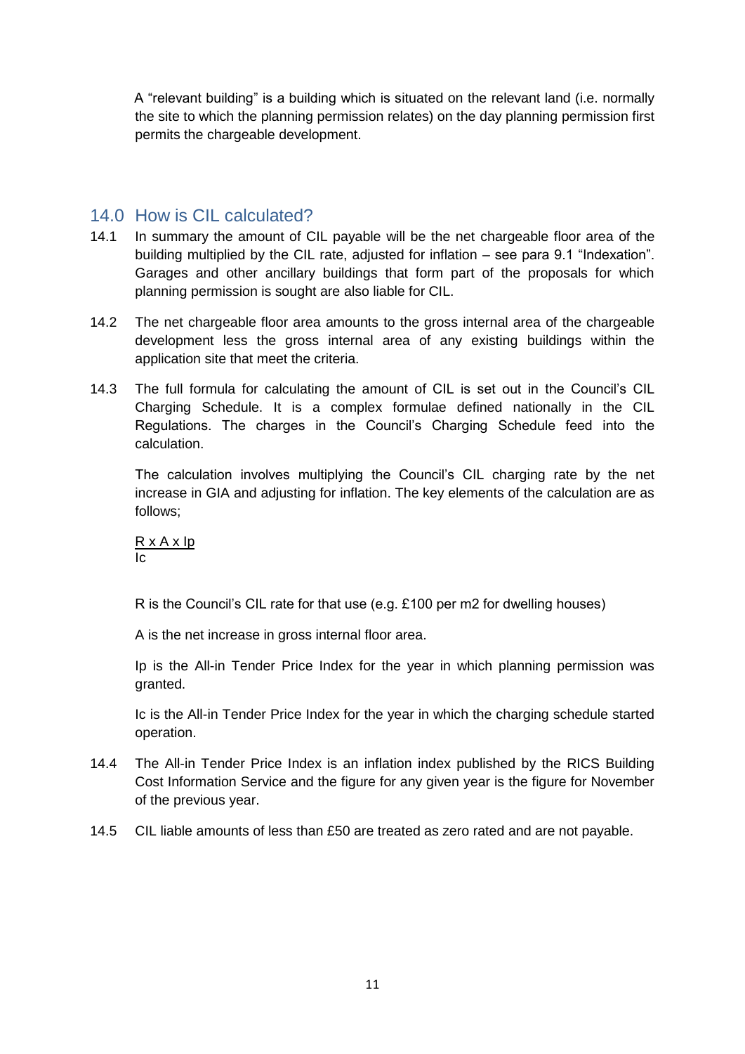A "relevant building" is a building which is situated on the relevant land (i.e. normally the site to which the planning permission relates) on the day planning permission first permits the chargeable development.

## 14.0 How is CIL calculated?

14.1 In summary the amount of CIL payable will be the net chargeable floor area of the building multiplied by the CIL rate, adjusted for inflation – see para 9.1 "Indexation". Garages and other ancillary buildings that form part of the proposals for which planning permission is sought are also liable for CIL.

14.2 The net chargeable floor area amounts to the gross internal area of the chargeable development less the gross internal area of any existing buildings within the application site that meet the criteria.

14.3 The full formula for calculating the amount of CIL is set out in the Council's CIL Charging Schedule. It is a complex formulae defined nationally in the CIL Regulations. The charges in the Council's Charging Schedule feed into the calculation.

The calculation involves multiplying the Council's CIL charging rate by the net increase in GIA and adjusting for inflation. The key elements of the calculation are as follows;

$$\frac{R \times A \times I_p}{I_c}$$

R is the Council's CIL rate for that use (e.g. £100 per m2 for dwelling houses)

A is the net increase in gross internal floor area.

Ip is the All-in Tender Price Index for the year in which planning permission was granted.

Ic is the All-in Tender Price Index for the year in which the charging schedule started operation.

14.4 The All-in Tender Price Index is an inflation index published by the RICS Building Cost Information Service and the figure for any given year is the figure for November of the previous year.

14.5 CIL liable amounts of less than £50 are treated as zero rated and are not payable.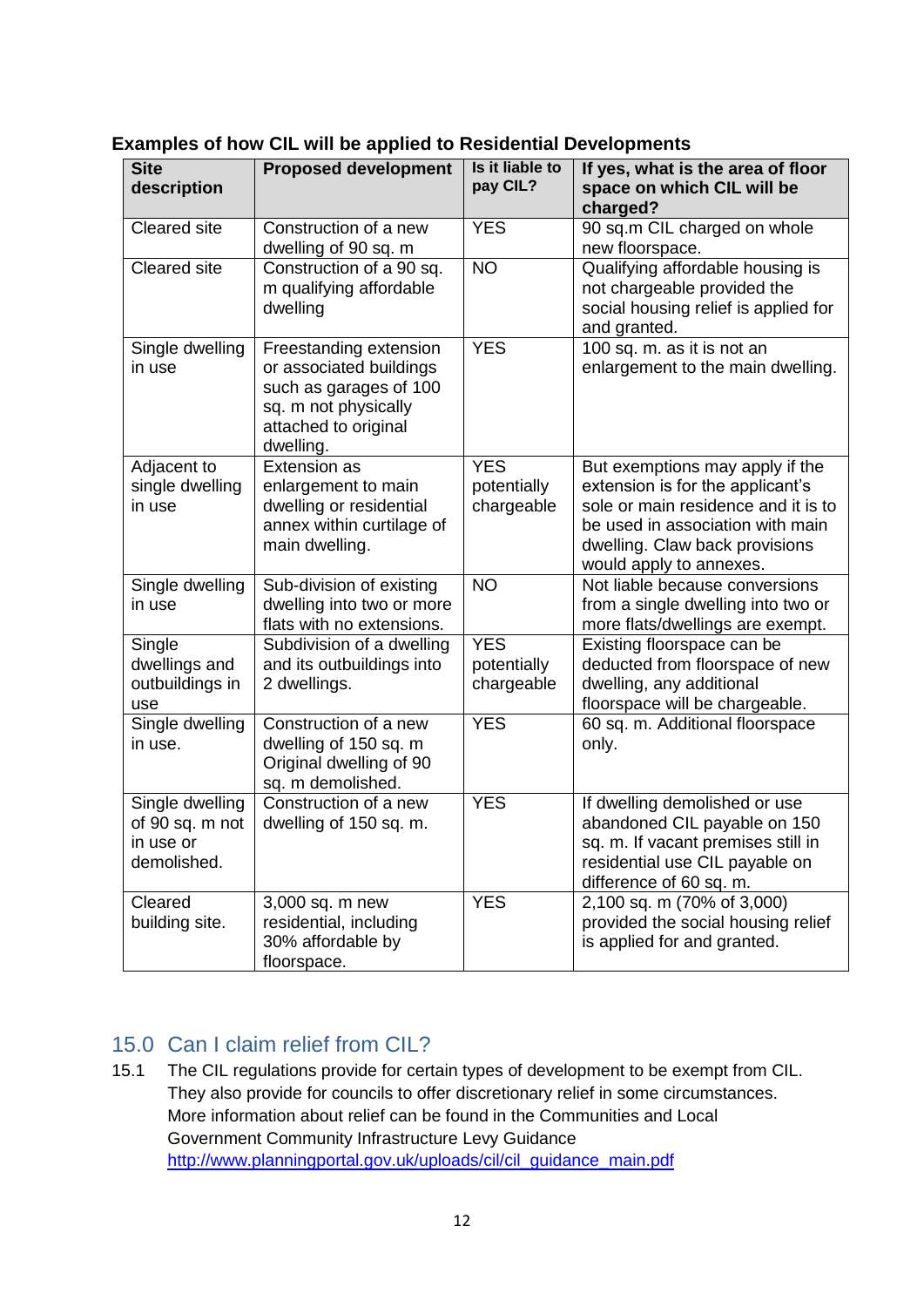**Examples of how CIL will be applied to Residential Developments**

| Site description | Proposed development | Is it liable to pay CIL? | If yes, what is the area of floor space on which CIL will be charged? |
|---|---|---|---|
| Cleared site | Construction of a new dwelling of 90 sq. m | YES | 90 sq.m CIL charged on whole new floorspace. |
| Cleared site | Construction of a 90 sq. m qualifying affordable dwelling | NO | Qualifying affordable housing is not chargeable provided the social housing relief is applied for and granted. |
| Single dwelling in use | Freestanding extension or associated buildings such as garages of 100 sq. m not physically attached to original dwelling. | YES | 100 sq. m. as it is not an enlargement to the main dwelling. |
| Adjacent to single dwelling in use | Extension as enlargement to main dwelling or residential annex within curtilage of main dwelling. | YES potentially chargeable | But exemptions may apply if the extension is for the applicant's sole or main residence and it is to be used in association with main dwelling. Claw back provisions would apply to annexes. |
| Single dwelling in use | Sub-division of existing dwelling into two or more flats with no extensions. | NO | Not liable because conversions from a single dwelling into two or more flats/dwellings are exempt. |
| Single dwellings and outbuildings in use | Subdivision of a dwelling and its outbuildings into 2 dwellings. | YES potentially chargeable | Existing floorspace can be deducted from floorspace of new dwelling, any additional floorspace will be chargeable. |
| Single dwelling in use. | Construction of a new dwelling of 150 sq. m Original dwelling of 90 sq. m demolished. | YES | 60 sq. m. Additional floorspace only. |
| Single dwelling of 90 sq. m not in use or demolished. | Construction of a new dwelling of 150 sq. m. | YES | If dwelling demolished or use abandoned CIL payable on 150 sq. m. If vacant premises still in residential use CIL payable on difference of 60 sq. m. |
| Cleared building site. | 3,000 sq. m new residential, including 30% affordable by floorspace. | YES | 2,100 sq. m (70% of 3,000) provided the social housing relief is applied for and granted. |

## 15.0 Can I claim relief from CIL?

15.1 The CIL regulations provide for certain types of development to be exempt from CIL. They also provide for councils to offer discretionary relief in some circumstances. More information about relief can be found in the Communities and Local Government Community Infrastructure Levy Guidance http://www.planningportal.gov.uk/uploads/cil/cil_guidance_main.pdf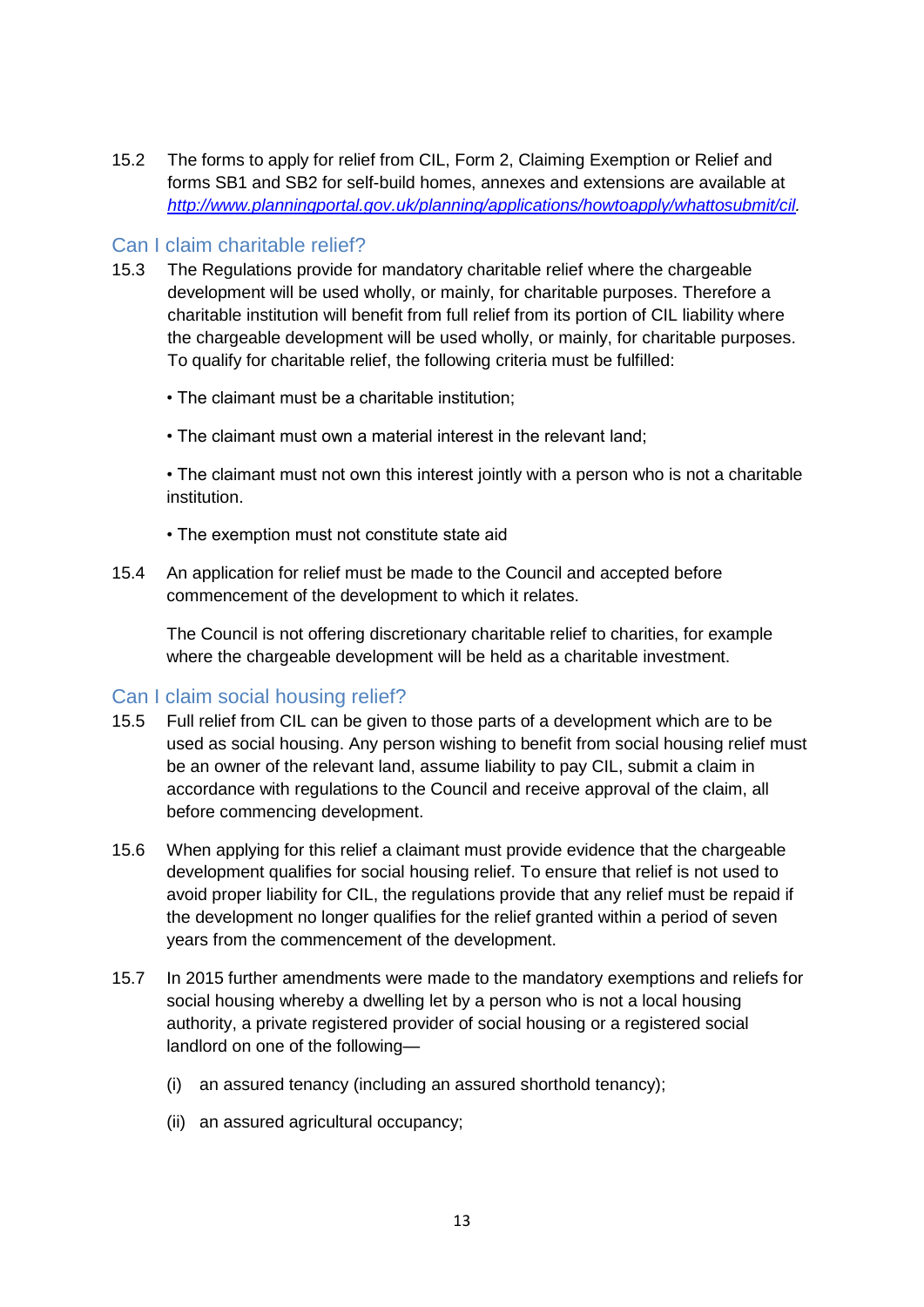15.2 The forms to apply for relief from CIL, Form 2, Claiming Exemption or Relief and forms SB1 and SB2 for self-build homes, annexes and extensions are available at *http://www.planningportal.gov.uk/planning/applications/howtoapply/whattosubmit/cil*.

## Can I claim charitable relief?

15.3 The Regulations provide for mandatory charitable relief where the chargeable development will be used wholly, or mainly, for charitable purposes. Therefore a charitable institution will benefit from full relief from its portion of CIL liability where the chargeable development will be used wholly, or mainly, for charitable purposes. To qualify for charitable relief, the following criteria must be fulfilled:

- The claimant must be a charitable institution;
- The claimant must own a material interest in the relevant land;
- The claimant must not own this interest jointly with a person who is not a charitable institution.
- The exemption must not constitute state aid

15.4 An application for relief must be made to the Council and accepted before commencement of the development to which it relates.

The Council is not offering discretionary charitable relief to charities, for example where the chargeable development will be held as a charitable investment.

## Can I claim social housing relief?

15.5 Full relief from CIL can be given to those parts of a development which are to be used as social housing. Any person wishing to benefit from social housing relief must be an owner of the relevant land, assume liability to pay CIL, submit a claim in accordance with regulations to the Council and receive approval of the claim, all before commencing development.

15.6 When applying for this relief a claimant must provide evidence that the chargeable development qualifies for social housing relief. To ensure that relief is not used to avoid proper liability for CIL, the regulations provide that any relief must be repaid if the development no longer qualifies for the relief granted within a period of seven years from the commencement of the development.

15.7 In 2015 further amendments were made to the mandatory exemptions and reliefs for social housing whereby a dwelling let by a person who is not a local housing authority, a private registered provider of social housing or a registered social landlord on one of the following—

(i) an assured tenancy (including an assured shorthold tenancy);

(ii) an assured agricultural occupancy;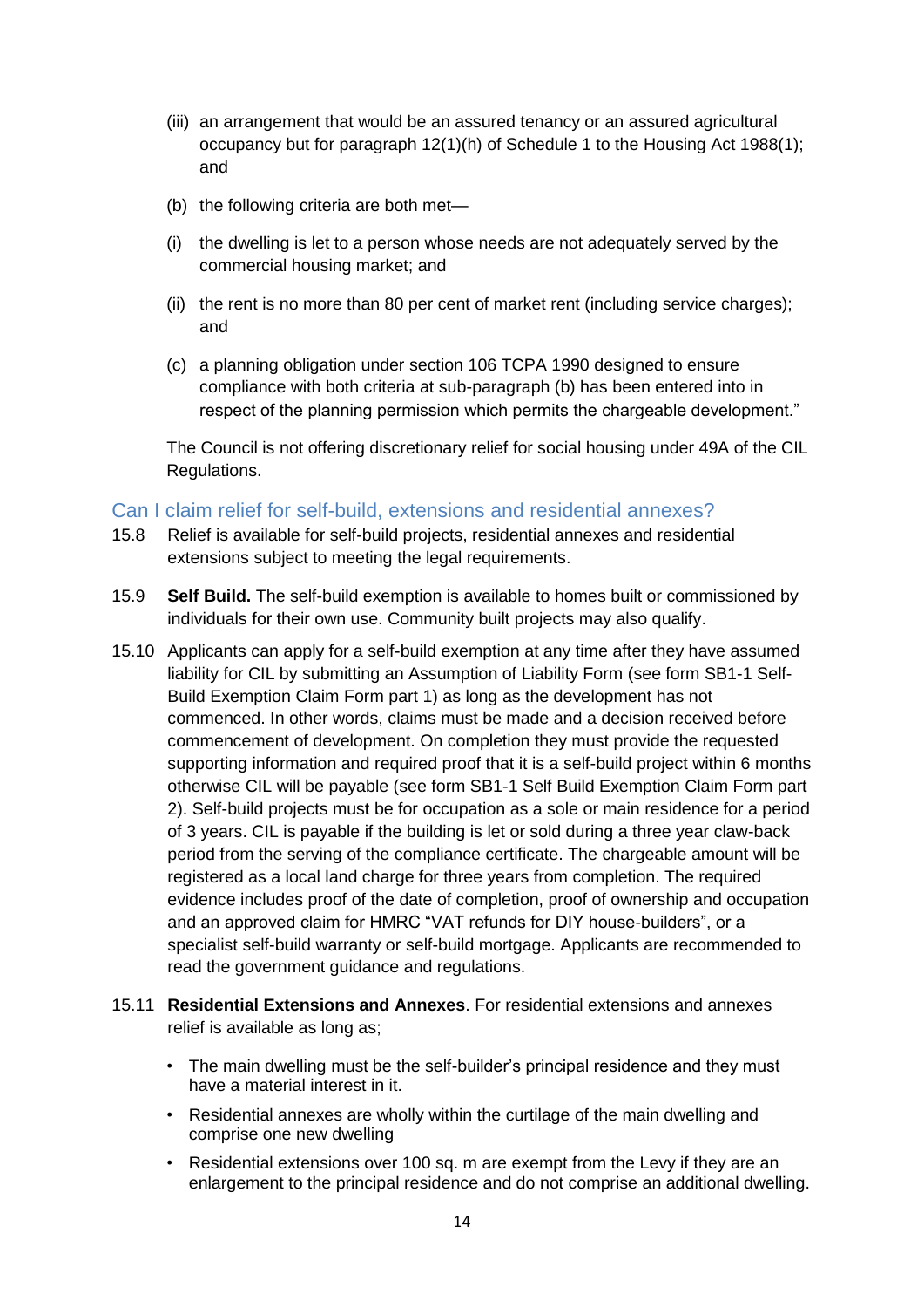(iii) an arrangement that would be an assured tenancy or an assured agricultural occupancy but for paragraph 12(1)(h) of Schedule 1 to the Housing Act 1988(1); and

(b) the following criteria are both met—

(i) the dwelling is let to a person whose needs are not adequately served by the commercial housing market; and

(ii) the rent is no more than 80 per cent of market rent (including service charges); and

(c) a planning obligation under section 106 TCPA 1990 designed to ensure compliance with both criteria at sub-paragraph (b) has been entered into in respect of the planning permission which permits the chargeable development."

The Council is not offering discretionary relief for social housing under 49A of the CIL Regulations.

## Can I claim relief for self-build, extensions and residential annexes?

15.8 Relief is available for self-build projects, residential annexes and residential extensions subject to meeting the legal requirements.

15.9 **Self Build.** The self-build exemption is available to homes built or commissioned by individuals for their own use. Community built projects may also qualify.

15.10 Applicants can apply for a self-build exemption at any time after they have assumed liability for CIL by submitting an Assumption of Liability Form (see form SB1-1 Self-Build Exemption Claim Form part 1) as long as the development has not commenced. In other words, claims must be made and a decision received before commencement of development. On completion they must provide the requested supporting information and required proof that it is a self-build project within 6 months otherwise CIL will be payable (see form SB1-1 Self Build Exemption Claim Form part 2). Self-build projects must be for occupation as a sole or main residence for a period of 3 years. CIL is payable if the building is let or sold during a three year claw-back period from the serving of the compliance certificate. The chargeable amount will be registered as a local land charge for three years from completion. The required evidence includes proof of the date of completion, proof of ownership and occupation and an approved claim for HMRC "VAT refunds for DIY house-builders", or a specialist self-build warranty or self-build mortgage. Applicants are recommended to read the government guidance and regulations.

15.11 **Residential Extensions and Annexes**. For residential extensions and annexes relief is available as long as;

- The main dwelling must be the self-builder's principal residence and they must have a material interest in it.
- Residential annexes are wholly within the curtilage of the main dwelling and comprise one new dwelling
- Residential extensions over 100 sq. m are exempt from the Levy if they are an enlargement to the principal residence and do not comprise an additional dwelling.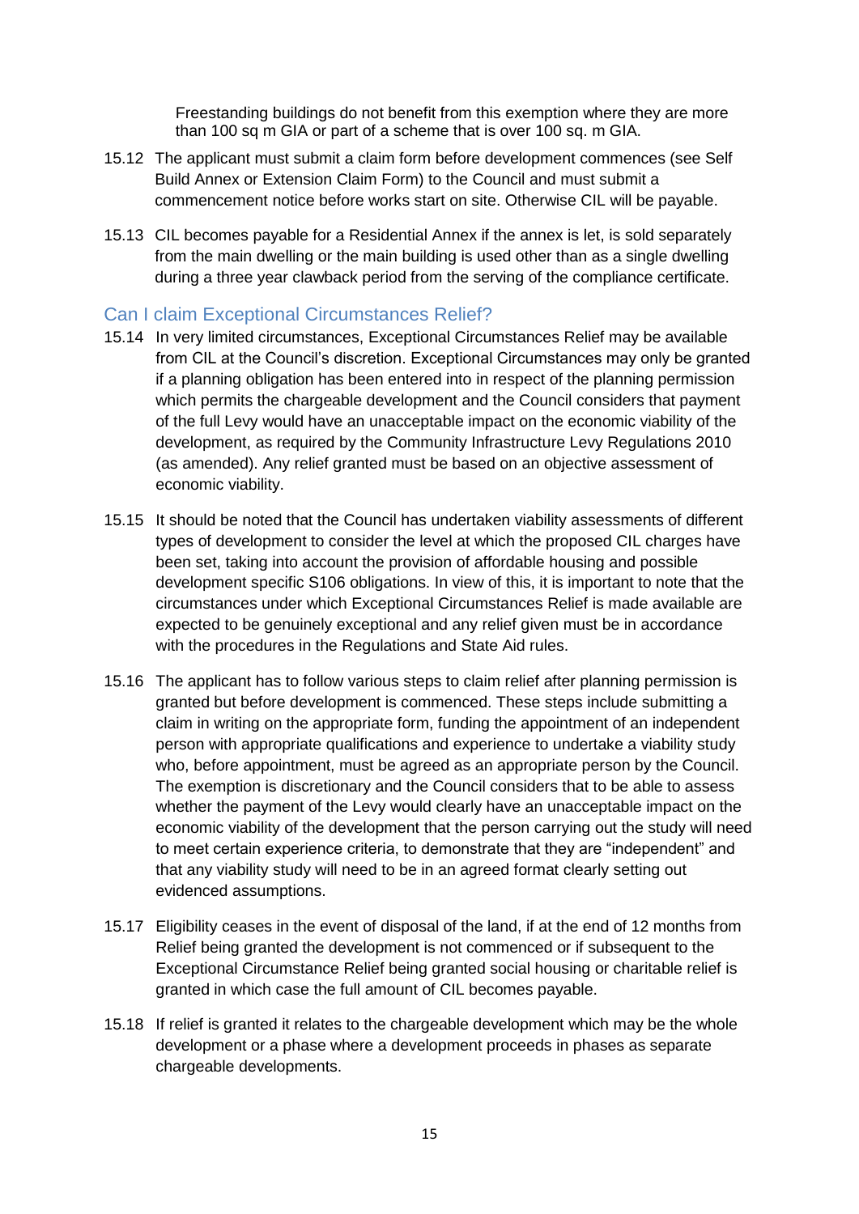Freestanding buildings do not benefit from this exemption where they are more than 100 sq m GIA or part of a scheme that is over 100 sq. m GIA.

15.12 The applicant must submit a claim form before development commences (see Self Build Annex or Extension Claim Form) to the Council and must submit a commencement notice before works start on site. Otherwise CIL will be payable.

15.13 CIL becomes payable for a Residential Annex if the annex is let, is sold separately from the main dwelling or the main building is used other than as a single dwelling during a three year clawback period from the serving of the compliance certificate.

## Can I claim Exceptional Circumstances Relief?

15.14 In very limited circumstances, Exceptional Circumstances Relief may be available from CIL at the Council's discretion. Exceptional Circumstances may only be granted if a planning obligation has been entered into in respect of the planning permission which permits the chargeable development and the Council considers that payment of the full Levy would have an unacceptable impact on the economic viability of the development, as required by the Community Infrastructure Levy Regulations 2010 (as amended). Any relief granted must be based on an objective assessment of economic viability.

15.15 It should be noted that the Council has undertaken viability assessments of different types of development to consider the level at which the proposed CIL charges have been set, taking into account the provision of affordable housing and possible development specific S106 obligations. In view of this, it is important to note that the circumstances under which Exceptional Circumstances Relief is made available are expected to be genuinely exceptional and any relief given must be in accordance with the procedures in the Regulations and State Aid rules.

15.16 The applicant has to follow various steps to claim relief after planning permission is granted but before development is commenced. These steps include submitting a claim in writing on the appropriate form, funding the appointment of an independent person with appropriate qualifications and experience to undertake a viability study who, before appointment, must be agreed as an appropriate person by the Council. The exemption is discretionary and the Council considers that to be able to assess whether the payment of the Levy would clearly have an unacceptable impact on the economic viability of the development that the person carrying out the study will need to meet certain experience criteria, to demonstrate that they are "independent" and that any viability study will need to be in an agreed format clearly setting out evidenced assumptions.

15.17 Eligibility ceases in the event of disposal of the land, if at the end of 12 months from Relief being granted the development is not commenced or if subsequent to the Exceptional Circumstance Relief being granted social housing or charitable relief is granted in which case the full amount of CIL becomes payable.

15.18 If relief is granted it relates to the chargeable development which may be the whole development or a phase where a development proceeds in phases as separate chargeable developments.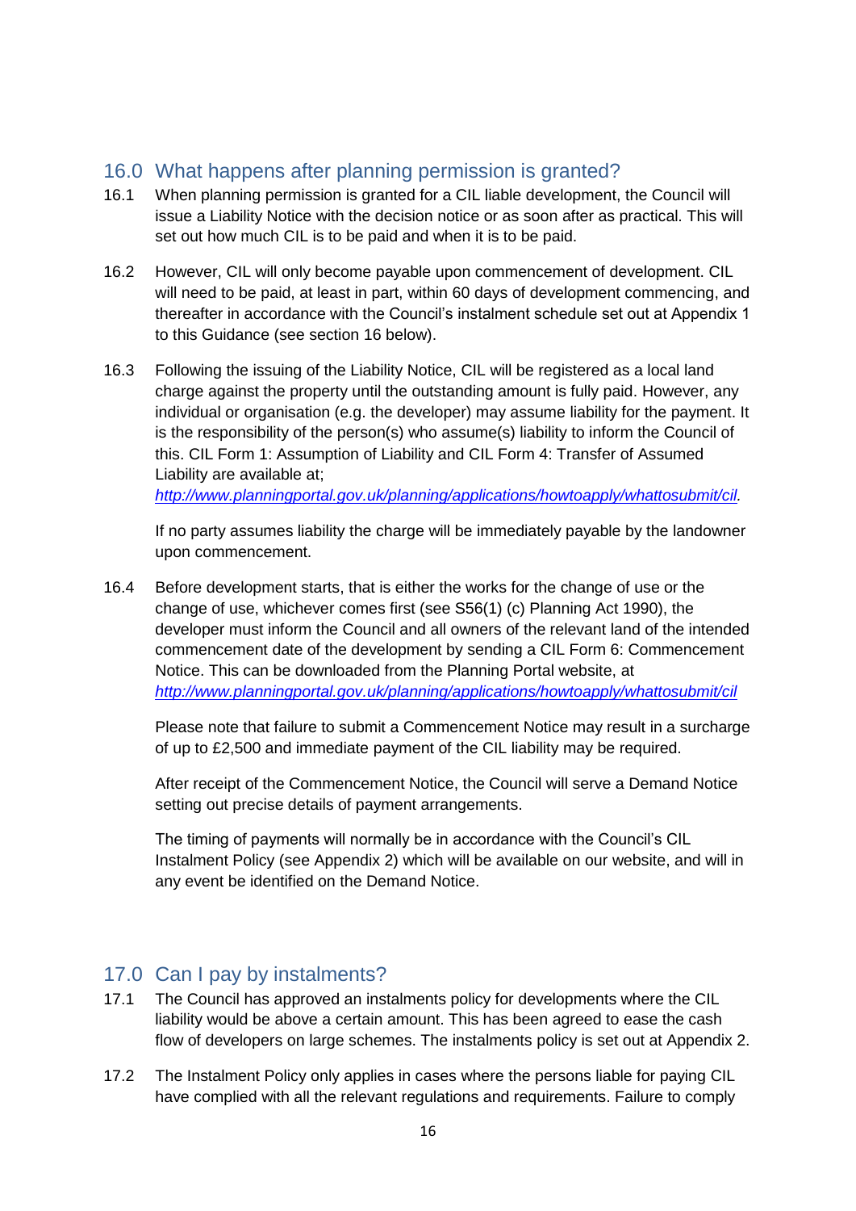## 16.0 What happens after planning permission is granted?

16.1 When planning permission is granted for a CIL liable development, the Council will issue a Liability Notice with the decision notice or as soon after as practical. This will set out how much CIL is to be paid and when it is to be paid.

16.2 However, CIL will only become payable upon commencement of development. CIL will need to be paid, at least in part, within 60 days of development commencing, and thereafter in accordance with the Council's instalment schedule set out at Appendix 1 to this Guidance (see section 16 below).

16.3 Following the issuing of the Liability Notice, CIL will be registered as a local land charge against the property until the outstanding amount is fully paid. However, any individual or organisation (e.g. the developer) may assume liability for the payment. It is the responsibility of the person(s) who assume(s) liability to inform the Council of this. CIL Form 1: Assumption of Liability and CIL Form 4: Transfer of Assumed Liability are available at; *http://www.planningportal.gov.uk/planning/applications/howtoapply/whattosubmit/cil.*

If no party assumes liability the charge will be immediately payable by the landowner upon commencement.

16.4 Before development starts, that is either the works for the change of use or the change of use, whichever comes first (see S56(1) (c) Planning Act 1990), the developer must inform the Council and all owners of the relevant land of the intended commencement date of the development by sending a CIL Form 6: Commencement Notice. This can be downloaded from the Planning Portal website, at *http://www.planningportal.gov.uk/planning/applications/howtoapply/whattosubmit/cil*

Please note that failure to submit a Commencement Notice may result in a surcharge of up to £2,500 and immediate payment of the CIL liability may be required.

After receipt of the Commencement Notice, the Council will serve a Demand Notice setting out precise details of payment arrangements.

The timing of payments will normally be in accordance with the Council's CIL Instalment Policy (see Appendix 2) which will be available on our website, and will in any event be identified on the Demand Notice.

## 17.0 Can I pay by instalments?

17.1 The Council has approved an instalments policy for developments where the CIL liability would be above a certain amount. This has been agreed to ease the cash flow of developers on large schemes. The instalments policy is set out at Appendix 2.

17.2 The Instalment Policy only applies in cases where the persons liable for paying CIL have complied with all the relevant regulations and requirements. Failure to comply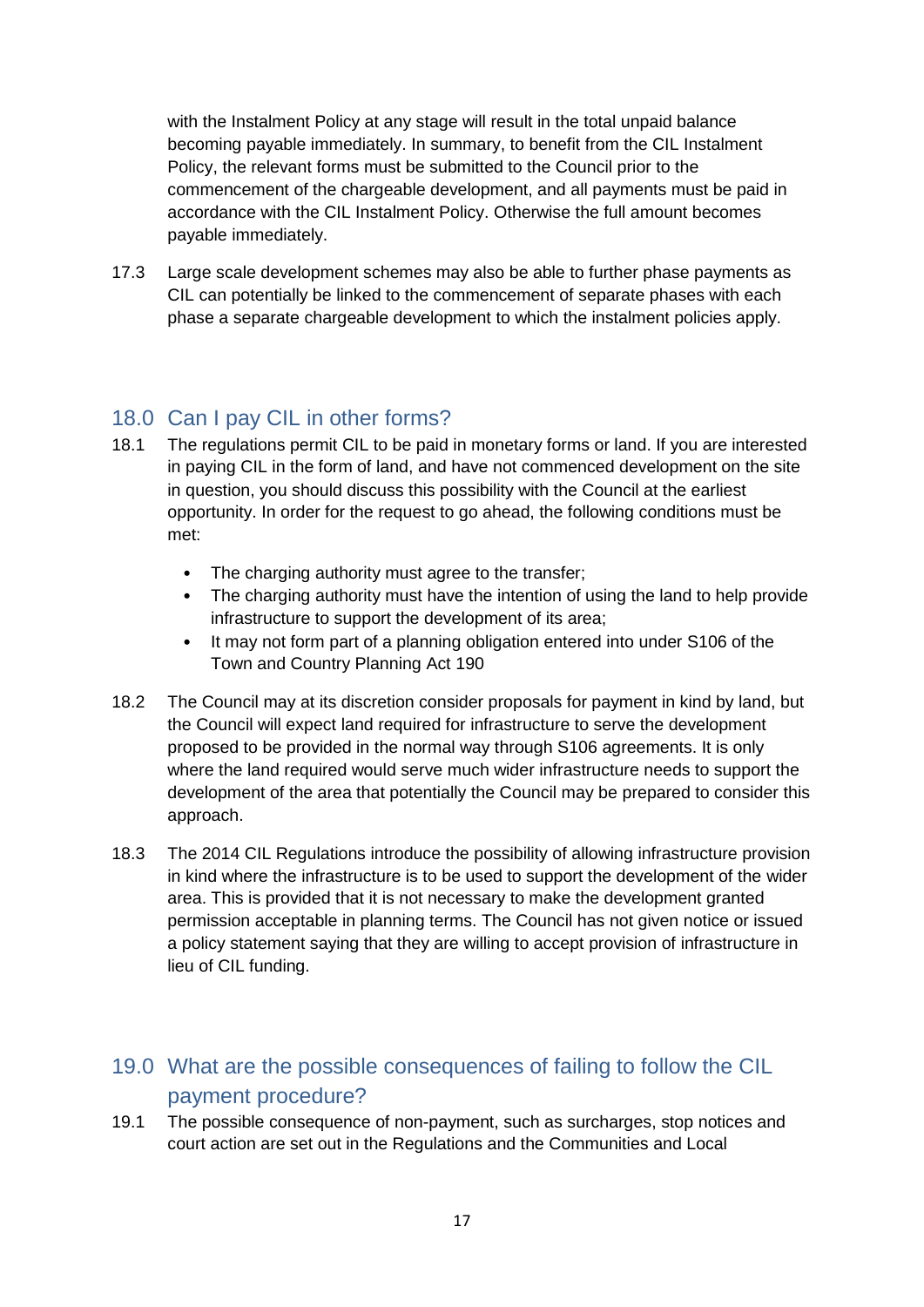with the Instalment Policy at any stage will result in the total unpaid balance becoming payable immediately. In summary, to benefit from the CIL Instalment Policy, the relevant forms must be submitted to the Council prior to the commencement of the chargeable development, and all payments must be paid in accordance with the CIL Instalment Policy. Otherwise the full amount becomes payable immediately.

17.3 Large scale development schemes may also be able to further phase payments as CIL can potentially be linked to the commencement of separate phases with each phase a separate chargeable development to which the instalment policies apply.

## 18.0 Can I pay CIL in other forms?

18.1 The regulations permit CIL to be paid in monetary forms or land. If you are interested in paying CIL in the form of land, and have not commenced development on the site in question, you should discuss this possibility with the Council at the earliest opportunity. In order for the request to go ahead, the following conditions must be met:

- The charging authority must agree to the transfer;
- The charging authority must have the intention of using the land to help provide infrastructure to support the development of its area;
- It may not form part of a planning obligation entered into under S106 of the Town and Country Planning Act 190

18.2 The Council may at its discretion consider proposals for payment in kind by land, but the Council will expect land required for infrastructure to serve the development proposed to be provided in the normal way through S106 agreements. It is only where the land required would serve much wider infrastructure needs to support the development of the area that potentially the Council may be prepared to consider this approach.

18.3 The 2014 CIL Regulations introduce the possibility of allowing infrastructure provision in kind where the infrastructure is to be used to support the development of the wider area. This is provided that it is not necessary to make the development granted permission acceptable in planning terms. The Council has not given notice or issued a policy statement saying that they are willing to accept provision of infrastructure in lieu of CIL funding.

## 19.0 What are the possible consequences of failing to follow the CIL payment procedure?

19.1 The possible consequence of non-payment, such as surcharges, stop notices and court action are set out in the Regulations and the Communities and Local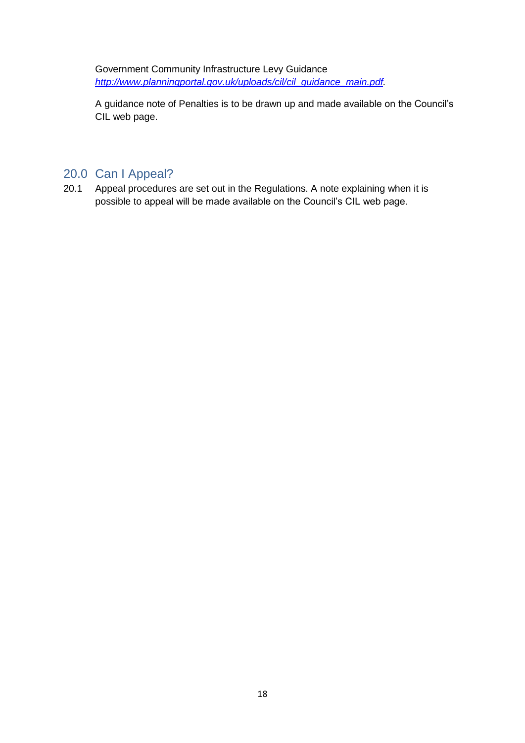Government Community Infrastructure Levy Guidance
*[http://www.planningportal.gov.uk/uploads/cil/cil_guidance_main.pdf](http://www.planningportal.gov.uk/uploads/cil/cil_guidance_main.pdf).*

A guidance note of Penalties is to be drawn up and made available on the Council's CIL web page.

## 20.0 Can I Appeal?

20.1 Appeal procedures are set out in the Regulations. A note explaining when it is possible to appeal will be made available on the Council's CIL web page.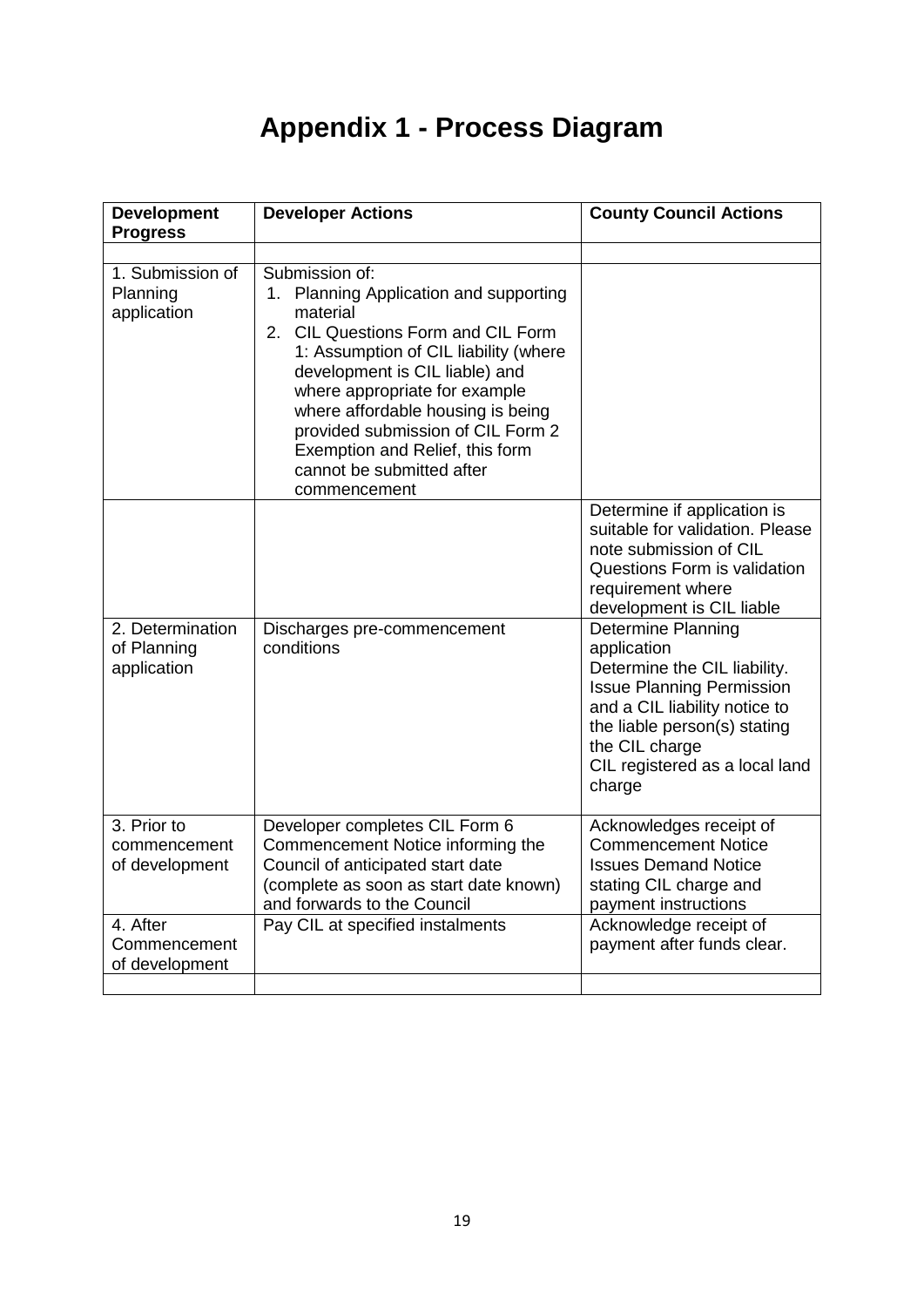# Appendix 1 - Process Diagram

| Development Progress | Developer Actions | County Council Actions |
|---|---|---|
| | | |
| 1. Submission of Planning application | Submission of:<br>1. Planning Application and supporting material<br>2. CIL Questions Form and CIL Form 1: Assumption of CIL liability (where development is CIL liable) and where appropriate for example where affordable housing is being provided submission of CIL Form 2 Exemption and Relief, this form cannot be submitted after commencement | |
| | | Determine if application is suitable for validation. Please note submission of CIL Questions Form is validation requirement where development is CIL liable |
| 2. Determination of Planning application | Discharges pre-commencement conditions | Determine Planning application<br>Determine the CIL liability.<br>Issue Planning Permission and a CIL liability notice to the liable person(s) stating the CIL charge<br>CIL registered as a local land charge |
| 3. Prior to commencement of development | Developer completes CIL Form 6 Commencement Notice informing the Council of anticipated start date (complete as soon as start date known) and forwards to the Council | Acknowledges receipt of Commencement Notice<br>Issues Demand Notice stating CIL charge and payment instructions |
| 4. After Commencement of development | Pay CIL at specified instalments | Acknowledge receipt of payment after funds clear. |
| | | |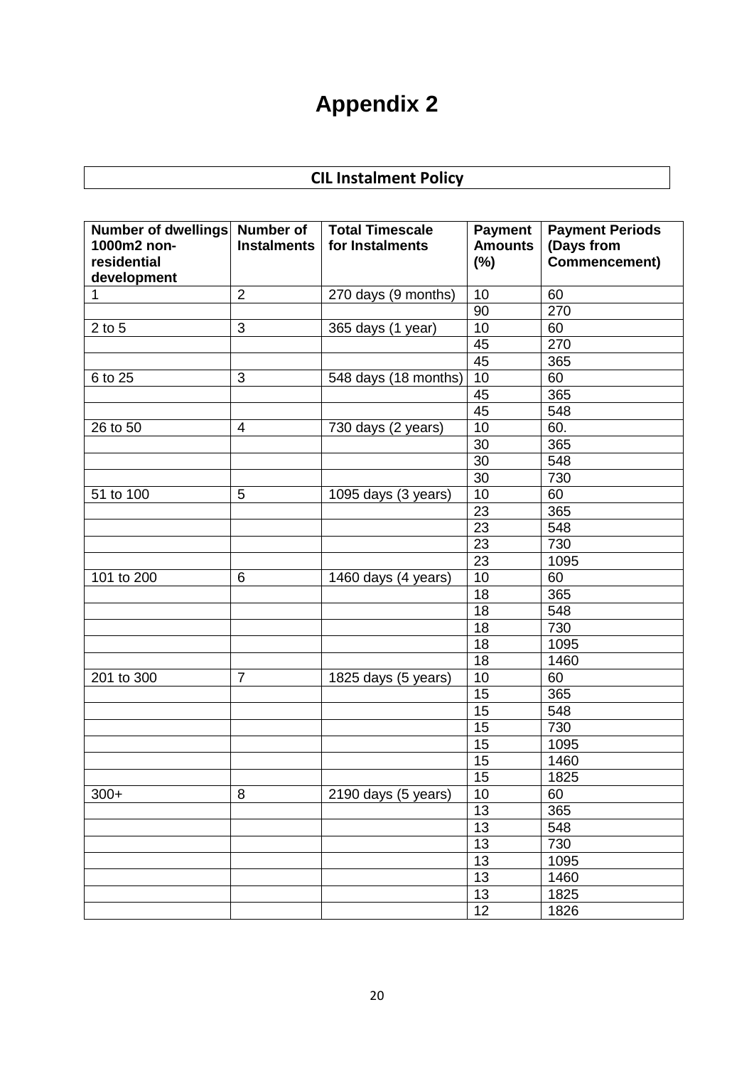# Appendix 2

## CIL Instalment Policy

| Number of dwellings 1000m2 non-residential development | Number of Instalments | Total Timescale for Instalments | Payment Amounts (%) | Payment Periods (Days from Commencement) |
|---|---|---|---|---|
| 1 | 2 | 270 days (9 months) | 10 | 60 |
| | | | 90 | 270 |
| 2 to 5 | 3 | 365 days (1 year) | 10 | 60 |
| | | | 45 | 270 |
| | | | 45 | 365 |
| 6 to 25 | 3 | 548 days (18 months) | 10 | 60 |
| | | | 45 | 365 |
| | | | 45 | 548 |
| 26 to 50 | 4 | 730 days (2 years) | 10 | 60. |
| | | | 30 | 365 |
| | | | 30 | 548 |
| | | | 30 | 730 |
| 51 to 100 | 5 | 1095 days (3 years) | 10 | 60 |
| | | | 23 | 365 |
| | | | 23 | 548 |
| | | | 23 | 730 |
| | | | 23 | 1095 |
| 101 to 200 | 6 | 1460 days (4 years) | 10 | 60 |
| | | | 18 | 365 |
| | | | 18 | 548 |
| | | | 18 | 730 |
| | | | 18 | 1095 |
| | | | 18 | 1460 |
| 201 to 300 | 7 | 1825 days (5 years) | 10 | 60 |
| | | | 15 | 365 |
| | | | 15 | 548 |
| | | | 15 | 730 |
| | | | 15 | 1095 |
| | | | 15 | 1460 |
| | | | 15 | 1825 |
| 300+ | 8 | 2190 days (5 years) | 10 | 60 |
| | | | 13 | 365 |
| | | | 13 | 548 |
| | | | 13 | 730 |
| | | | 13 | 1095 |
| | | | 13 | 1460 |
| | | | 13 | 1825 |
| | | | 12 | 1826 |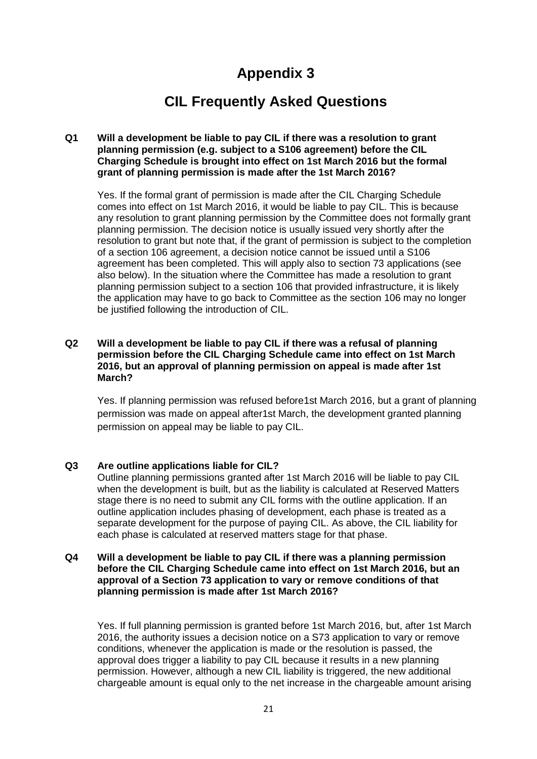# Appendix 3

# CIL Frequently Asked Questions

**Q1 Will a development be liable to pay CIL if there was a resolution to grant planning permission (e.g. subject to a S106 agreement) before the CIL Charging Schedule is brought into effect on 1st March 2016 but the formal grant of planning permission is made after the 1st March 2016?**

Yes. If the formal grant of permission is made after the CIL Charging Schedule comes into effect on 1st March 2016, it would be liable to pay CIL. This is because any resolution to grant planning permission by the Committee does not formally grant planning permission. The decision notice is usually issued very shortly after the resolution to grant but note that, if the grant of permission is subject to the completion of a section 106 agreement, a decision notice cannot be issued until a S106 agreement has been completed. This will apply also to section 73 applications (see also below). In the situation where the Committee has made a resolution to grant planning permission subject to a section 106 that provided infrastructure, it is likely the application may have to go back to Committee as the section 106 may no longer be justified following the introduction of CIL.

**Q2 Will a development be liable to pay CIL if there was a refusal of planning permission before the CIL Charging Schedule came into effect on 1st March 2016, but an approval of planning permission on appeal is made after 1st March?**

Yes. If planning permission was refused before1st March 2016, but a grant of planning permission was made on appeal after1st March, the development granted planning permission on appeal may be liable to pay CIL.

**Q3 Are outline applications liable for CIL?**

Outline planning permissions granted after 1st March 2016 will be liable to pay CIL when the development is built, but as the liability is calculated at Reserved Matters stage there is no need to submit any CIL forms with the outline application. If an outline application includes phasing of development, each phase is treated as a separate development for the purpose of paying CIL. As above, the CIL liability for each phase is calculated at reserved matters stage for that phase.

**Q4 Will a development be liable to pay CIL if there was a planning permission before the CIL Charging Schedule came into effect on 1st March 2016, but an approval of a Section 73 application to vary or remove conditions of that planning permission is made after 1st March 2016?**

Yes. If full planning permission is granted before 1st March 2016, but, after 1st March 2016, the authority issues a decision notice on a S73 application to vary or remove conditions, whenever the application is made or the resolution is passed, the approval does trigger a liability to pay CIL because it results in a new planning permission. However, although a new CIL liability is triggered, the new additional chargeable amount is equal only to the net increase in the chargeable amount arising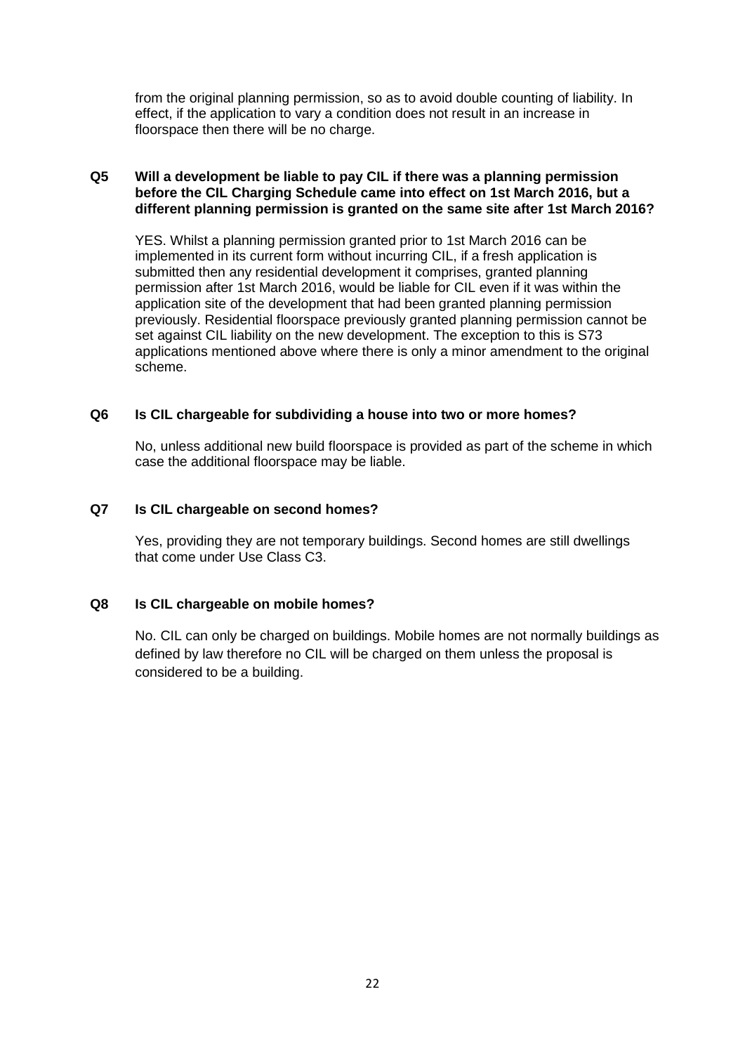from the original planning permission, so as to avoid double counting of liability. In effect, if the application to vary a condition does not result in an increase in floorspace then there will be no charge.

**Q5 Will a development be liable to pay CIL if there was a planning permission before the CIL Charging Schedule came into effect on 1st March 2016, but a different planning permission is granted on the same site after 1st March 2016?**

YES. Whilst a planning permission granted prior to 1st March 2016 can be implemented in its current form without incurring CIL, if a fresh application is submitted then any residential development it comprises, granted planning permission after 1st March 2016, would be liable for CIL even if it was within the application site of the development that had been granted planning permission previously. Residential floorspace previously granted planning permission cannot be set against CIL liability on the new development. The exception to this is S73 applications mentioned above where there is only a minor amendment to the original scheme.

**Q6 Is CIL chargeable for subdividing a house into two or more homes?**

No, unless additional new build floorspace is provided as part of the scheme in which case the additional floorspace may be liable.

**Q7 Is CIL chargeable on second homes?**

Yes, providing they are not temporary buildings. Second homes are still dwellings that come under Use Class C3.

**Q8 Is CIL chargeable on mobile homes?**

No. CIL can only be charged on buildings. Mobile homes are not normally buildings as defined by law therefore no CIL will be charged on them unless the proposal is considered to be a building.